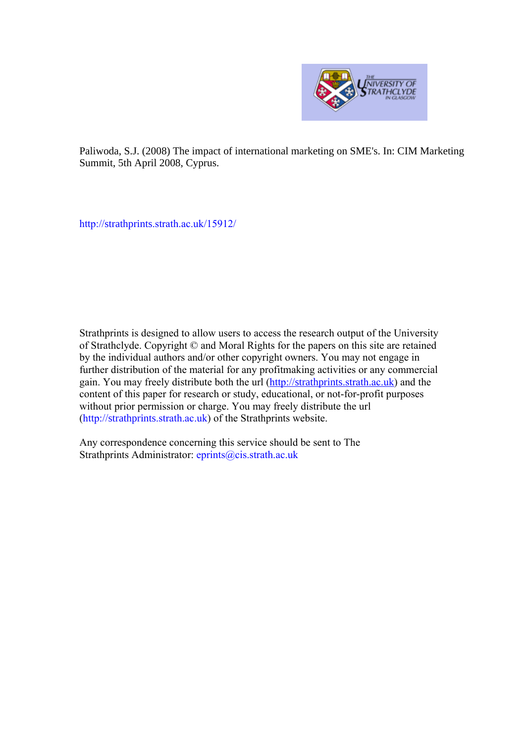Paliwoda, S.J. (2008) The impact of international marketing on SME's. In: CIM Marketing Summit, 5th April 2008, Cyprus.

http://strathprints.strath.ac.uk/15912/

Strathprints is designed to allow users to access the research output of the University of Strathclyde. Copyright © and Moral Rights for the papers on this site are retained by the individual authors and/or other copyright owners. You may not engage in further distribution of the material for any profitmaking activities or any commercial gain. You may freely distribute both the url (http://strathprints.strath.ac.uk) and the content of this paper for research or study, educational, or not-for-profit purposes without prior permission or charge. You may freely distribute the url (http://strathprints.strath.ac.uk) of the Strathprints website.

Any correspondence concerning this service should be sent to The Strathprints Administrator: eprints@cis.strath.ac.uk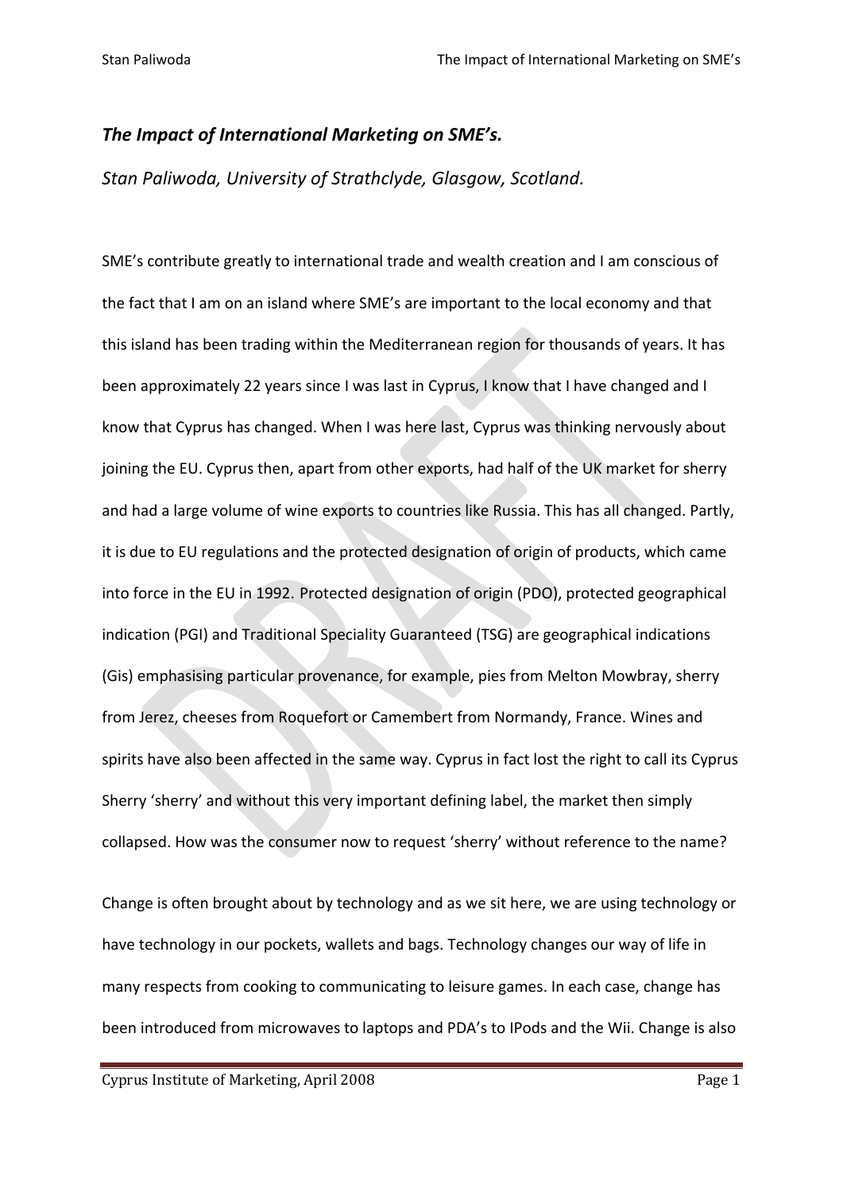## *The Impact of International Marketing on SME's.*

*Stan Paliwoda, University of Strathclyde, Glasgow, Scotland.*

SME's contribute greatly to international trade and wealth creation and I am conscious of the fact that I am on an island where SME's are important to the local economy and that this island has been trading within the Mediterranean region for thousands of years. It has been approximately 22 years since I was last in Cyprus, I know that I have changed and I know that Cyprus has changed. When I was here last, Cyprus was thinking nervously about joining the EU. Cyprus then, apart from other exports, had half of the UK market for sherry and had a large volume of wine exports to countries like Russia. This has all changed. Partly, it is due to EU regulations and the protected designation of origin of products, which came into force in the EU in 1992. Protected designation of origin (PDO), protected geographical indication (PGI) and Traditional Speciality Guaranteed (TSG) are geographical indications (Gis) emphasising particular provenance, for example, pies from Melton Mowbray, sherry from Jerez, cheeses from Roquefort or Camembert from Normandy, France. Wines and spirits have also been affected in the same way. Cyprus in fact lost the right to call its Cyprus Sherry 'sherry' and without this very important defining label, the market then simply collapsed. How was the consumer now to request 'sherry' without reference to the name?

Change is often brought about by technology and as we sit here, we are using technology or have technology in our pockets, wallets and bags. Technology changes our way of life in many respects from cooking to communicating to leisure games. In each case, change has been introduced from microwaves to laptops and PDA's to IPods and the Wii. Change is also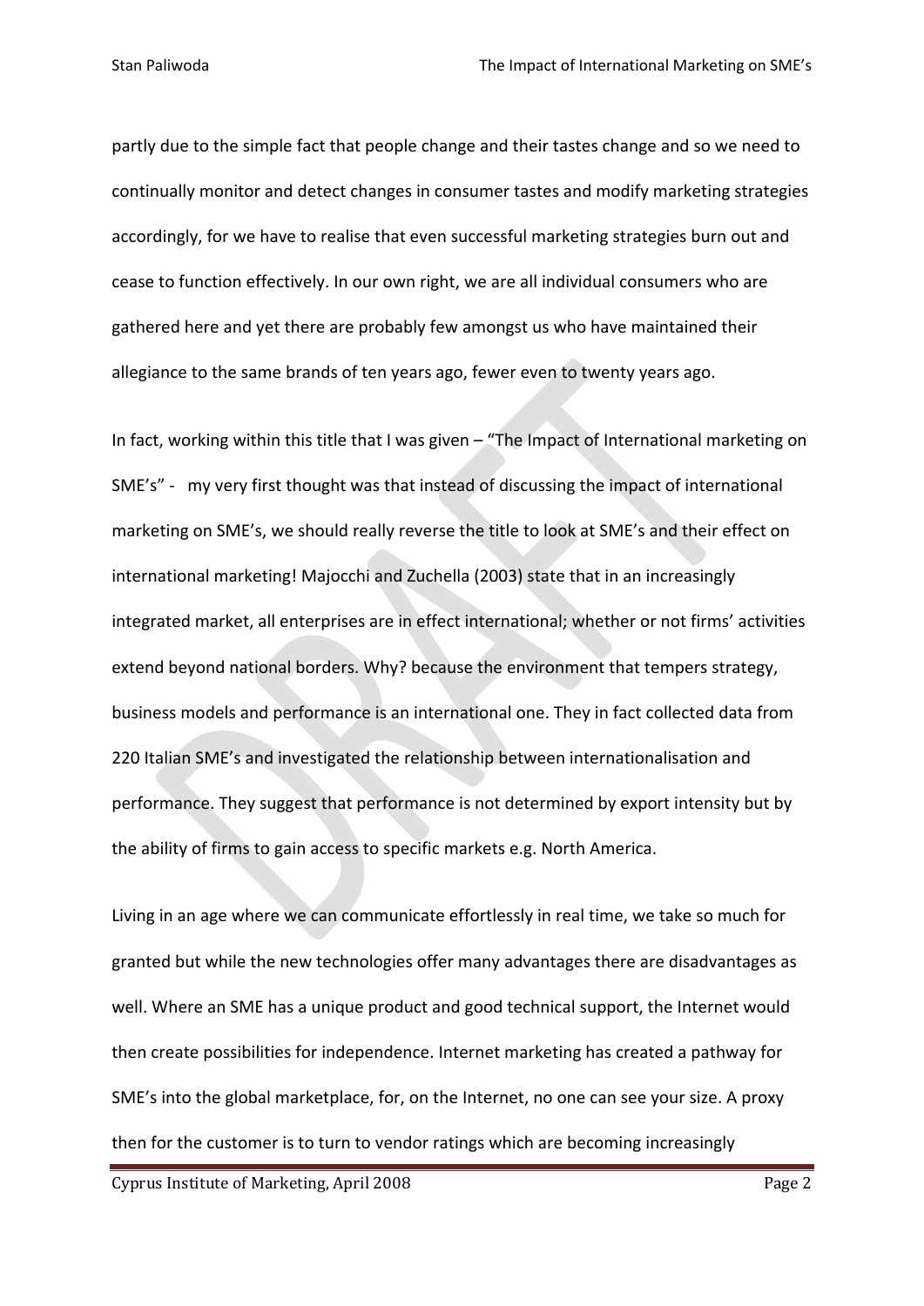partly due to the simple fact that people change and their tastes change and so we need to continually monitor and detect changes in consumer tastes and modify marketing strategies accordingly, for we have to realise that even successful marketing strategies burn out and cease to function effectively. In our own right, we are all individual consumers who are gathered here and yet there are probably few amongst us who have maintained their allegiance to the same brands of ten years ago, fewer even to twenty years ago.

In fact, working within this title that I was given – "The Impact of International marketing on SME's" - my very first thought was that instead of discussing the impact of international marketing on SME's, we should really reverse the title to look at SME's and their effect on international marketing! Majocchi and Zuchella (2003) state that in an increasingly integrated market, all enterprises are in effect international; whether or not firms' activities extend beyond national borders. Why? because the environment that tempers strategy, business models and performance is an international one. They in fact collected data from 220 Italian SME's and investigated the relationship between internationalisation and performance. They suggest that performance is not determined by export intensity but by the ability of firms to gain access to specific markets e.g. North America.

Living in an age where we can communicate effortlessly in real time, we take so much for granted but while the new technologies offer many advantages there are disadvantages as well. Where an SME has a unique product and good technical support, the Internet would then create possibilities for independence. Internet marketing has created a pathway for SME's into the global marketplace, for, on the Internet, no one can see your size. A proxy then for the customer is to turn to vendor ratings which are becoming increasingly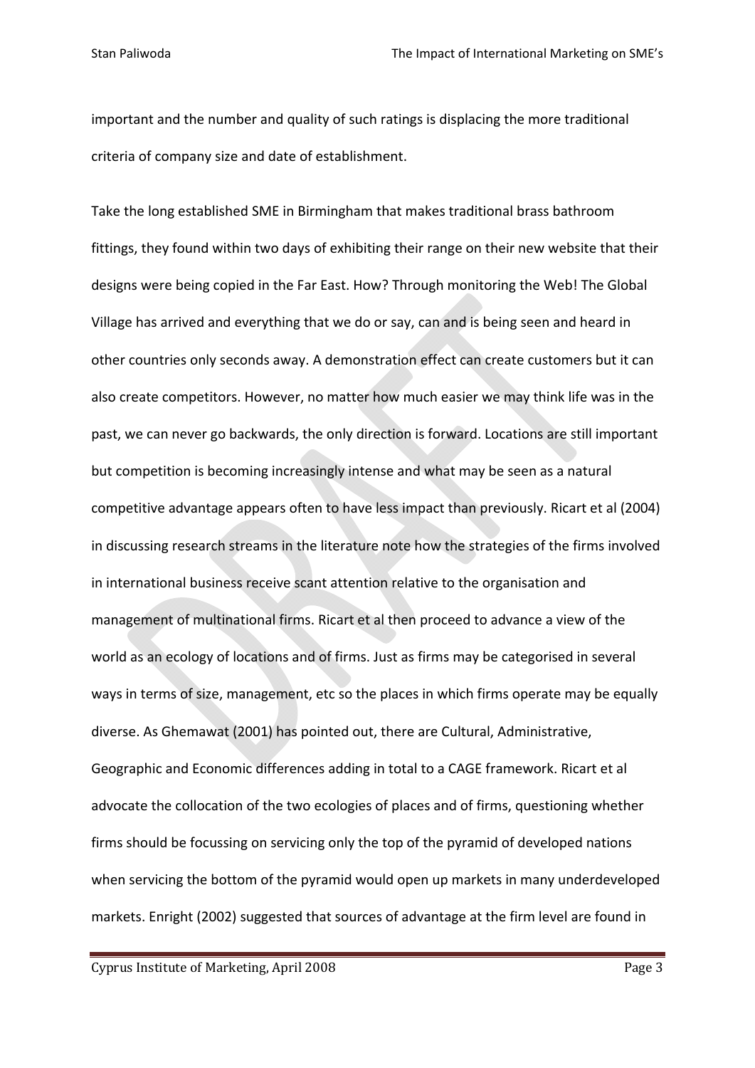important and the number and quality of such ratings is displacing the more traditional criteria of company size and date of establishment.

Take the long established SME in Birmingham that makes traditional brass bathroom fittings, they found within two days of exhibiting their range on their new website that their designs were being copied in the Far East. How? Through monitoring the Web! The Global Village has arrived and everything that we do or say, can and is being seen and heard in other countries only seconds away. A demonstration effect can create customers but it can also create competitors. However, no matter how much easier we may think life was in the past, we can never go backwards, the only direction is forward. Locations are still important but competition is becoming increasingly intense and what may be seen as a natural competitive advantage appears often to have less impact than previously. Ricart et al (2004) in discussing research streams in the literature note how the strategies of the firms involved in international business receive scant attention relative to the organisation and management of multinational firms. Ricart et al then proceed to advance a view of the world as an ecology of locations and of firms. Just as firms may be categorised in several ways in terms of size, management, etc so the places in which firms operate may be equally diverse. As Ghemawat (2001) has pointed out, there are Cultural, Administrative, Geographic and Economic differences adding in total to a CAGE framework. Ricart et al advocate the collocation of the two ecologies of places and of firms, questioning whether firms should be focussing on servicing only the top of the pyramid of developed nations when servicing the bottom of the pyramid would open up markets in many underdeveloped markets. Enright (2002) suggested that sources of advantage at the firm level are found in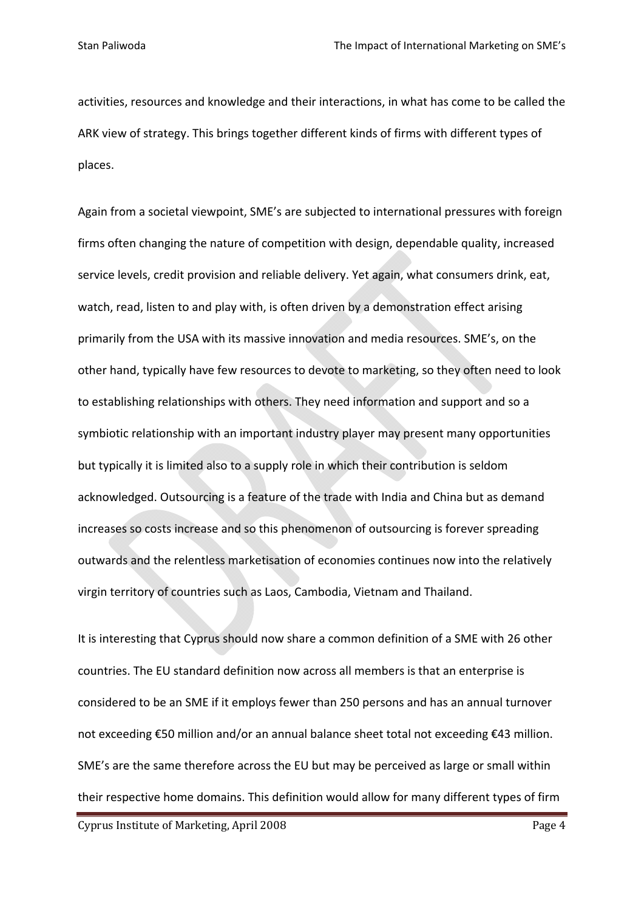activities, resources and knowledge and their interactions, in what has come to be called the ARK view of strategy. This brings together different kinds of firms with different types of places.

Again from a societal viewpoint, SME's are subjected to international pressures with foreign firms often changing the nature of competition with design, dependable quality, increased service levels, credit provision and reliable delivery. Yet again, what consumers drink, eat, watch, read, listen to and play with, is often driven by a demonstration effect arising primarily from the USA with its massive innovation and media resources. SME's, on the other hand, typically have few resources to devote to marketing, so they often need to look to establishing relationships with others. They need information and support and so a symbiotic relationship with an important industry player may present many opportunities but typically it is limited also to a supply role in which their contribution is seldom acknowledged. Outsourcing is a feature of the trade with India and China but as demand increases so costs increase and so this phenomenon of outsourcing is forever spreading outwards and the relentless marketisation of economies continues now into the relatively virgin territory of countries such as Laos, Cambodia, Vietnam and Thailand.

It is interesting that Cyprus should now share a common definition of a SME with 26 other countries. The EU standard definition now across all members is that an enterprise is considered to be an SME if it employs fewer than 250 persons and has an annual turnover not exceeding €50 million and/or an annual balance sheet total not exceeding €43 million. SME's are the same therefore across the EU but may be perceived as large or small within their respective home domains. This definition would allow for many different types of firm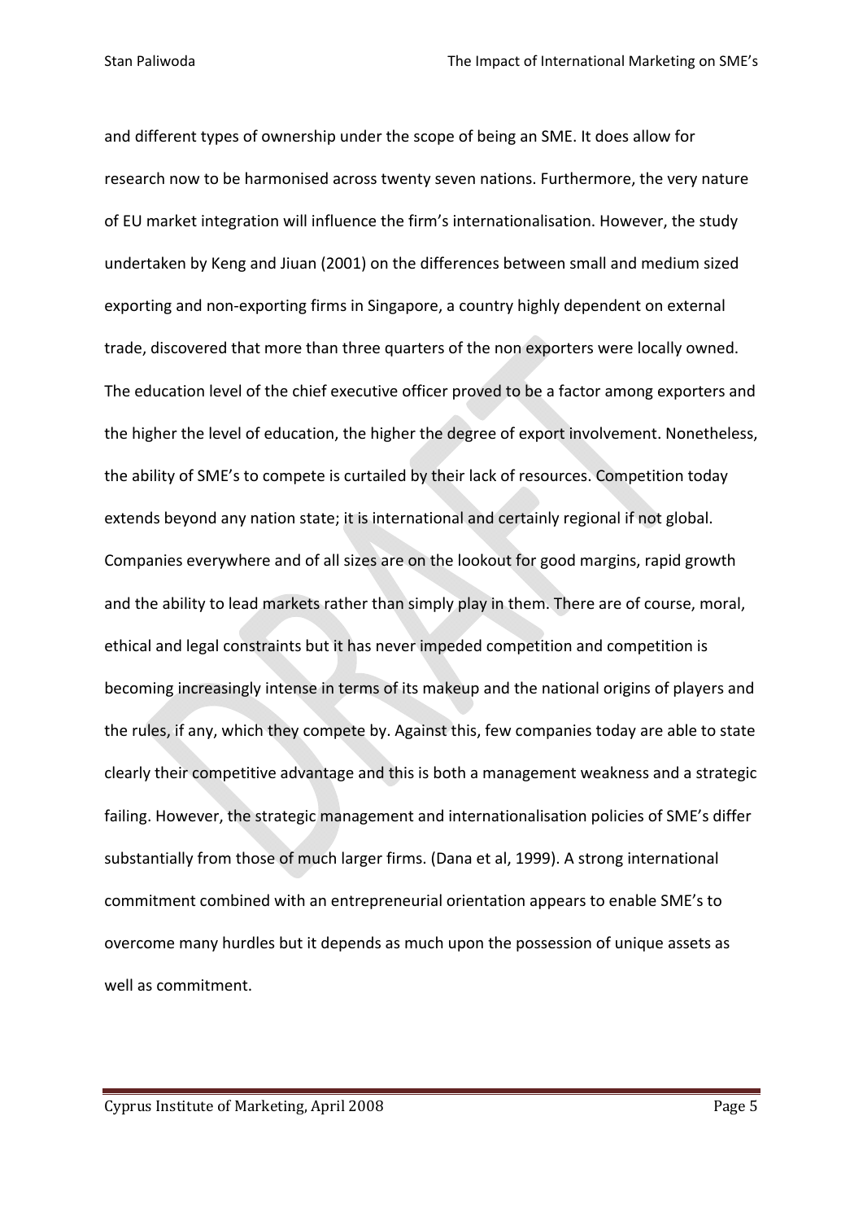and different types of ownership under the scope of being an SME. It does allow for research now to be harmonised across twenty seven nations. Furthermore, the very nature of EU market integration will influence the firm's internationalisation. However, the study undertaken by Keng and Jiuan (2001) on the differences between small and medium sized exporting and non-exporting firms in Singapore, a country highly dependent on external trade, discovered that more than three quarters of the non exporters were locally owned. The education level of the chief executive officer proved to be a factor among exporters and the higher the level of education, the higher the degree of export involvement. Nonetheless, the ability of SME's to compete is curtailed by their lack of resources. Competition today extends beyond any nation state; it is international and certainly regional if not global. Companies everywhere and of all sizes are on the lookout for good margins, rapid growth and the ability to lead markets rather than simply play in them. There are of course, moral, ethical and legal constraints but it has never impeded competition and competition is becoming increasingly intense in terms of its makeup and the national origins of players and the rules, if any, which they compete by. Against this, few companies today are able to state clearly their competitive advantage and this is both a management weakness and a strategic failing. However, the strategic management and internationalisation policies of SME's differ substantially from those of much larger firms. (Dana et al, 1999). A strong international commitment combined with an entrepreneurial orientation appears to enable SME's to overcome many hurdles but it depends as much upon the possession of unique assets as well as commitment.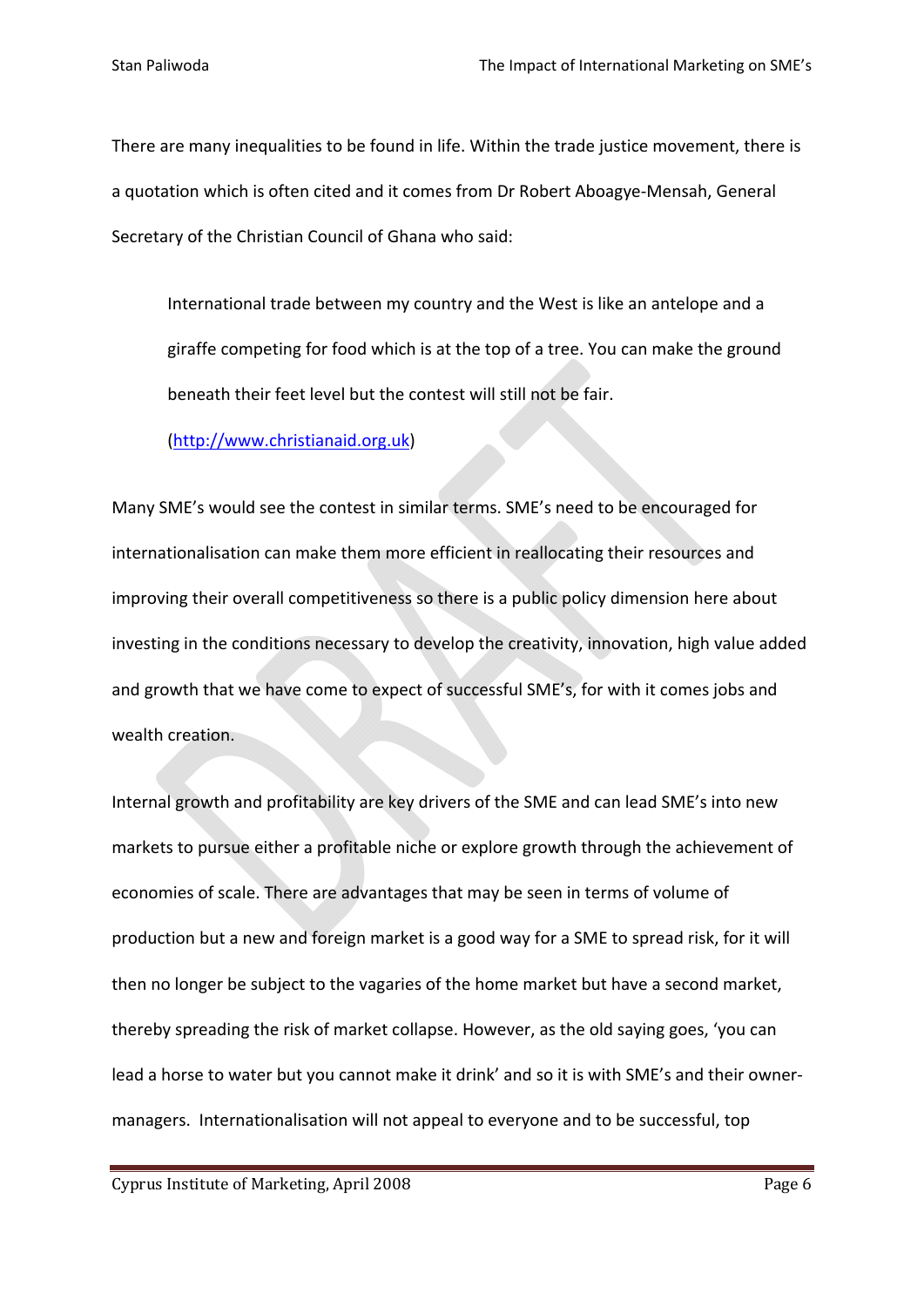There are many inequalities to be found in life. Within the trade justice movement, there is a quotation which is often cited and it comes from Dr Robert Aboagye-Mensah, General Secretary of the Christian Council of Ghana who said:

> International trade between my country and the West is like an antelope and a giraffe competing for food which is at the top of a tree. You can make the ground beneath their feet level but the contest will still not be fair.
>
> (http://www.christianaid.org.uk)

Many SME's would see the contest in similar terms. SME's need to be encouraged for internationalisation can make them more efficient in reallocating their resources and improving their overall competitiveness so there is a public policy dimension here about investing in the conditions necessary to develop the creativity, innovation, high value added and growth that we have come to expect of successful SME's, for with it comes jobs and wealth creation.

Internal growth and profitability are key drivers of the SME and can lead SME's into new markets to pursue either a profitable niche or explore growth through the achievement of economies of scale. There are advantages that may be seen in terms of volume of production but a new and foreign market is a good way for a SME to spread risk, for it will then no longer be subject to the vagaries of the home market but have a second market, thereby spreading the risk of market collapse. However, as the old saying goes, 'you can lead a horse to water but you cannot make it drink' and so it is with SME's and their owner-managers. Internationalisation will not appeal to everyone and to be successful, top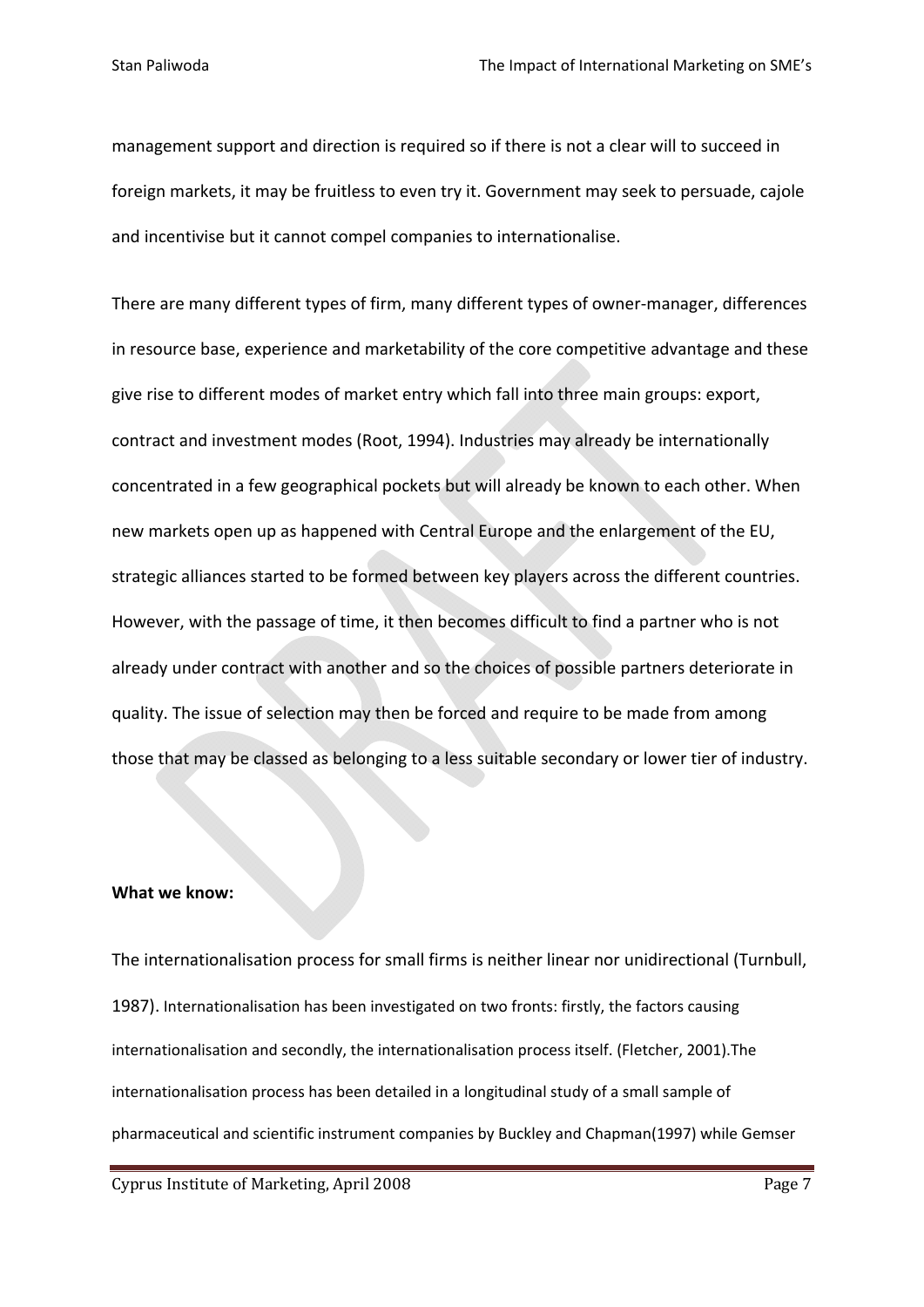management support and direction is required so if there is not a clear will to succeed in foreign markets, it may be fruitless to even try it. Government may seek to persuade, cajole and incentivise but it cannot compel companies to internationalise.

There are many different types of firm, many different types of owner-manager, differences in resource base, experience and marketability of the core competitive advantage and these give rise to different modes of market entry which fall into three main groups: export, contract and investment modes (Root, 1994). Industries may already be internationally concentrated in a few geographical pockets but will already be known to each other. When new markets open up as happened with Central Europe and the enlargement of the EU, strategic alliances started to be formed between key players across the different countries. However, with the passage of time, it then becomes difficult to find a partner who is not already under contract with another and so the choices of possible partners deteriorate in quality. The issue of selection may then be forced and require to be made from among those that may be classed as belonging to a less suitable secondary or lower tier of industry.

**What we know:**

The internationalisation process for small firms is neither linear nor unidirectional (Turnbull, 1987). Internationalisation has been investigated on two fronts: firstly, the factors causing internationalisation and secondly, the internationalisation process itself. (Fletcher, 2001).The internationalisation process has been detailed in a longitudinal study of a small sample of pharmaceutical and scientific instrument companies by Buckley and Chapman(1997) while Gemser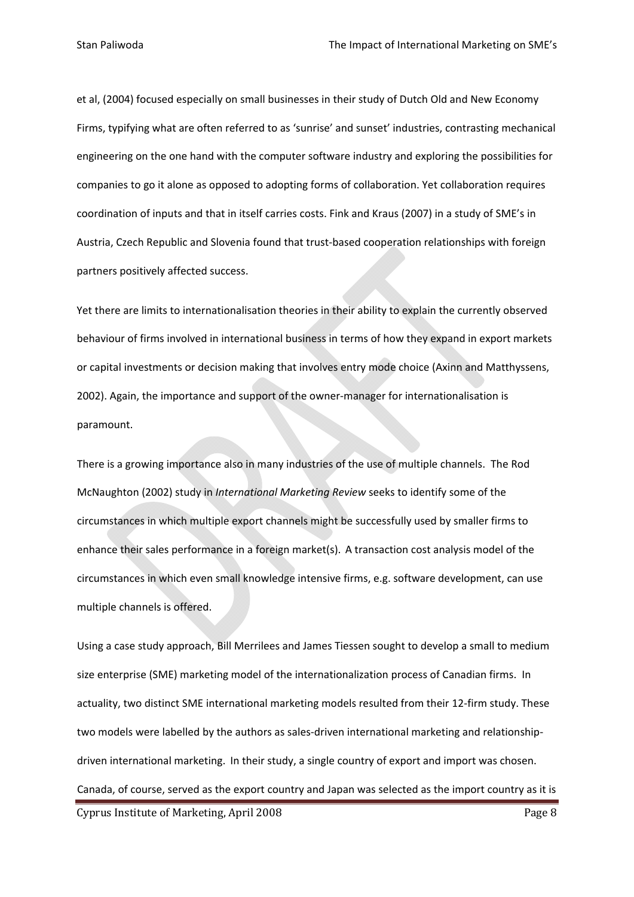et al, (2004) focused especially on small businesses in their study of Dutch Old and New Economy Firms, typifying what are often referred to as 'sunrise' and sunset' industries, contrasting mechanical engineering on the one hand with the computer software industry and exploring the possibilities for companies to go it alone as opposed to adopting forms of collaboration. Yet collaboration requires coordination of inputs and that in itself carries costs. Fink and Kraus (2007) in a study of SME's in Austria, Czech Republic and Slovenia found that trust-based cooperation relationships with foreign partners positively affected success.

Yet there are limits to internationalisation theories in their ability to explain the currently observed behaviour of firms involved in international business in terms of how they expand in export markets or capital investments or decision making that involves entry mode choice (Axinn and Matthyssens, 2002). Again, the importance and support of the owner-manager for internationalisation is paramount.

There is a growing importance also in many industries of the use of multiple channels. The Rod McNaughton (2002) study in *International Marketing Review* seeks to identify some of the circumstances in which multiple export channels might be successfully used by smaller firms to enhance their sales performance in a foreign market(s). A transaction cost analysis model of the circumstances in which even small knowledge intensive firms, e.g. software development, can use multiple channels is offered.

Using a case study approach, Bill Merrilees and James Tiessen sought to develop a small to medium size enterprise (SME) marketing model of the internationalization process of Canadian firms. In actuality, two distinct SME international marketing models resulted from their 12-firm study. These two models were labelled by the authors as sales-driven international marketing and relationship-driven international marketing. In their study, a single country of export and import was chosen. Canada, of course, served as the export country and Japan was selected as the import country as it is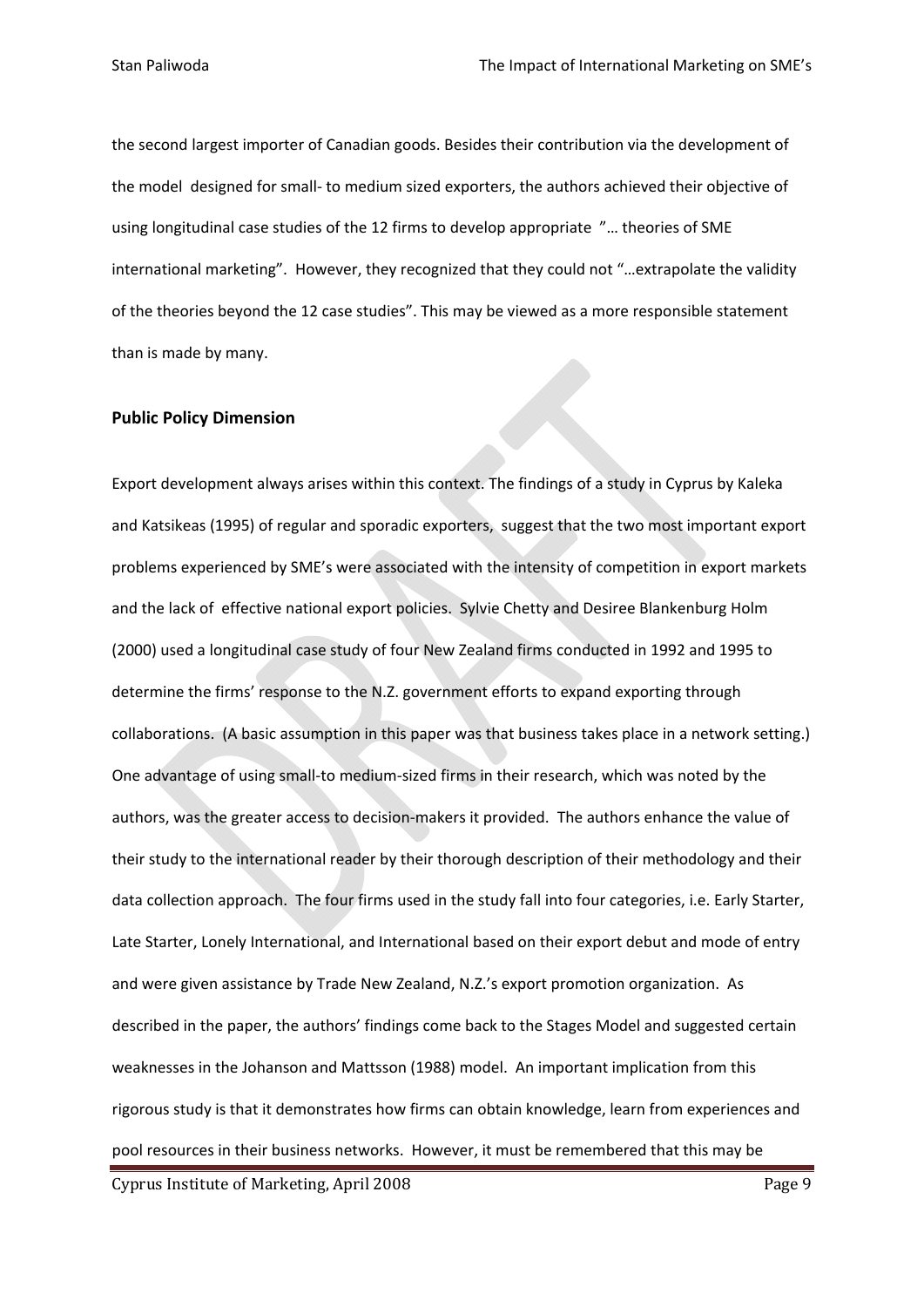the second largest importer of Canadian goods. Besides their contribution via the development of the model designed for small- to medium sized exporters, the authors achieved their objective of using longitudinal case studies of the 12 firms to develop appropriate "… theories of SME international marketing". However, they recognized that they could not "…extrapolate the validity of the theories beyond the 12 case studies". This may be viewed as a more responsible statement than is made by many.

**Public Policy Dimension**

Export development always arises within this context. The findings of a study in Cyprus by Kaleka and Katsikeas (1995) of regular and sporadic exporters, suggest that the two most important export problems experienced by SME's were associated with the intensity of competition in export markets and the lack of effective national export policies. Sylvie Chetty and Desiree Blankenburg Holm (2000) used a longitudinal case study of four New Zealand firms conducted in 1992 and 1995 to determine the firms' response to the N.Z. government efforts to expand exporting through collaborations. (A basic assumption in this paper was that business takes place in a network setting.) One advantage of using small-to medium-sized firms in their research, which was noted by the authors, was the greater access to decision-makers it provided. The authors enhance the value of their study to the international reader by their thorough description of their methodology and their data collection approach. The four firms used in the study fall into four categories, i.e. Early Starter, Late Starter, Lonely International, and International based on their export debut and mode of entry and were given assistance by Trade New Zealand, N.Z.'s export promotion organization. As described in the paper, the authors' findings come back to the Stages Model and suggested certain weaknesses in the Johanson and Mattsson (1988) model. An important implication from this rigorous study is that it demonstrates how firms can obtain knowledge, learn from experiences and pool resources in their business networks. However, it must be remembered that this may be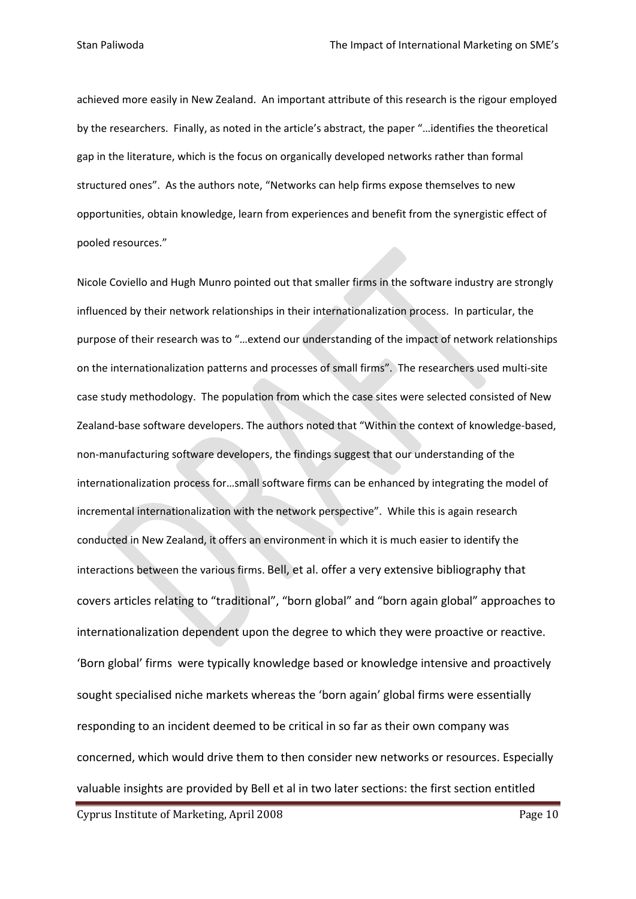achieved more easily in New Zealand. An important attribute of this research is the rigour employed by the researchers. Finally, as noted in the article's abstract, the paper "…identifies the theoretical gap in the literature, which is the focus on organically developed networks rather than formal structured ones". As the authors note, "Networks can help firms expose themselves to new opportunities, obtain knowledge, learn from experiences and benefit from the synergistic effect of pooled resources."

Nicole Coviello and Hugh Munro pointed out that smaller firms in the software industry are strongly influenced by their network relationships in their internationalization process. In particular, the purpose of their research was to "…extend our understanding of the impact of network relationships on the internationalization patterns and processes of small firms". The researchers used multi-site case study methodology. The population from which the case sites were selected consisted of New Zealand-base software developers. The authors noted that "Within the context of knowledge-based, non-manufacturing software developers, the findings suggest that our understanding of the internationalization process for…small software firms can be enhanced by integrating the model of incremental internationalization with the network perspective". While this is again research conducted in New Zealand, it offers an environment in which it is much easier to identify the interactions between the various firms. Bell, et al. offer a very extensive bibliography that covers articles relating to "traditional", "born global" and "born again global" approaches to internationalization dependent upon the degree to which they were proactive or reactive. 'Born global' firms were typically knowledge based or knowledge intensive and proactively sought specialised niche markets whereas the 'born again' global firms were essentially responding to an incident deemed to be critical in so far as their own company was concerned, which would drive them to then consider new networks or resources. Especially valuable insights are provided by Bell et al in two later sections: the first section entitled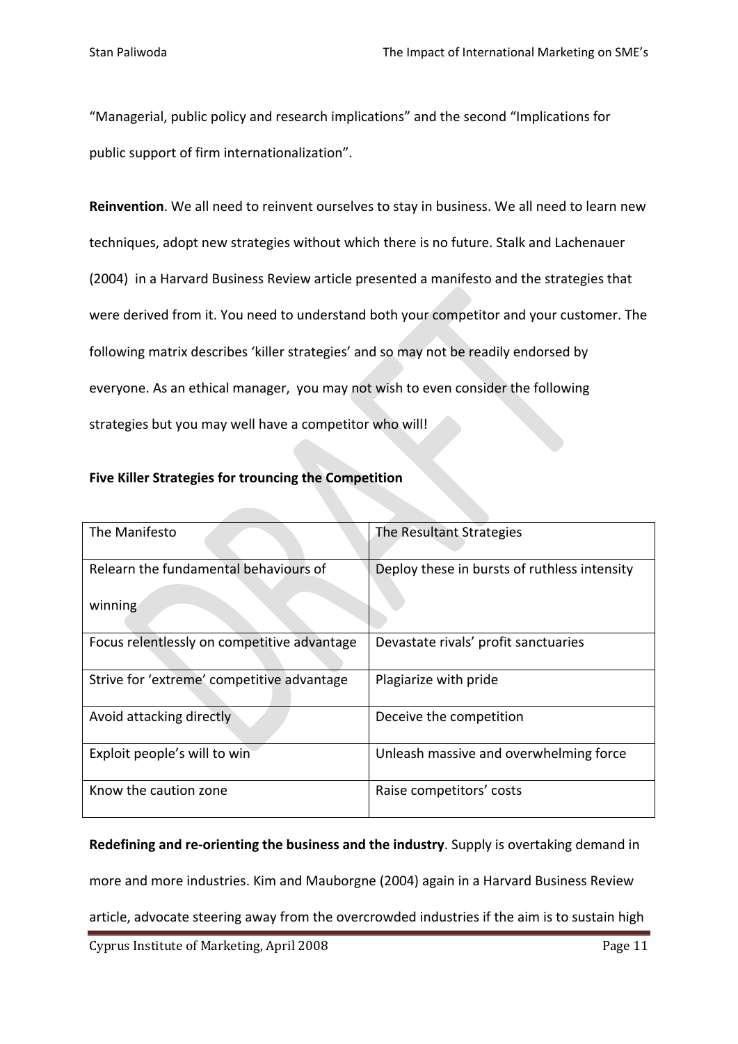"Managerial, public policy and research implications" and the second "Implications for public support of firm internationalization".

**Reinvention**. We all need to reinvent ourselves to stay in business. We all need to learn new techniques, adopt new strategies without which there is no future. Stalk and Lachenauer (2004) in a Harvard Business Review article presented a manifesto and the strategies that were derived from it. You need to understand both your competitor and your customer. The following matrix describes 'killer strategies' and so may not be readily endorsed by everyone. As an ethical manager, you may not wish to even consider the following strategies but you may well have a competitor who will!

**Five Killer Strategies for trouncing the Competition**

| The Manifesto | The Resultant Strategies |
|---|---|
| Relearn the fundamental behaviours of winning | Deploy these in bursts of ruthless intensity |
| Focus relentlessly on competitive advantage | Devastate rivals' profit sanctuaries |
| Strive for 'extreme' competitive advantage | Plagiarize with pride |
| Avoid attacking directly | Deceive the competition |
| Exploit people's will to win | Unleash massive and overwhelming force |
| Know the caution zone | Raise competitors' costs |

**Redefining and re-orienting the business and the industry**. Supply is overtaking demand in more and more industries. Kim and Mauborgne (2004) again in a Harvard Business Review article, advocate steering away from the overcrowded industries if the aim is to sustain high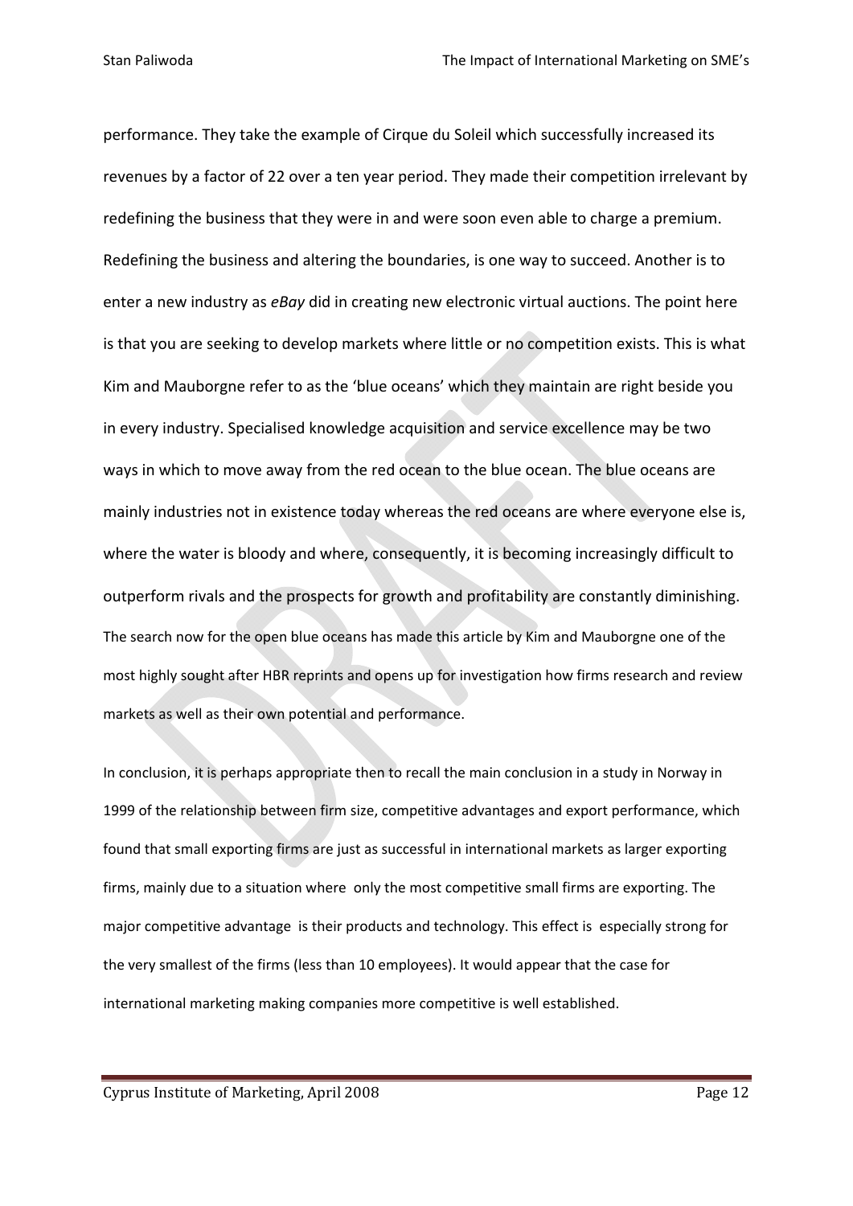performance. They take the example of Cirque du Soleil which successfully increased its revenues by a factor of 22 over a ten year period. They made their competition irrelevant by redefining the business that they were in and were soon even able to charge a premium. Redefining the business and altering the boundaries, is one way to succeed. Another is to enter a new industry as *eBay* did in creating new electronic virtual auctions. The point here is that you are seeking to develop markets where little or no competition exists. This is what Kim and Mauborgne refer to as the 'blue oceans' which they maintain are right beside you in every industry. Specialised knowledge acquisition and service excellence may be two ways in which to move away from the red ocean to the blue ocean. The blue oceans are mainly industries not in existence today whereas the red oceans are where everyone else is, where the water is bloody and where, consequently, it is becoming increasingly difficult to outperform rivals and the prospects for growth and profitability are constantly diminishing. The search now for the open blue oceans has made this article by Kim and Mauborgne one of the most highly sought after HBR reprints and opens up for investigation how firms research and review markets as well as their own potential and performance.

In conclusion, it is perhaps appropriate then to recall the main conclusion in a study in Norway in 1999 of the relationship between firm size, competitive advantages and export performance, which found that small exporting firms are just as successful in international markets as larger exporting firms, mainly due to a situation where only the most competitive small firms are exporting. The major competitive advantage is their products and technology. This effect is especially strong for the very smallest of the firms (less than 10 employees). It would appear that the case for international marketing making companies more competitive is well established.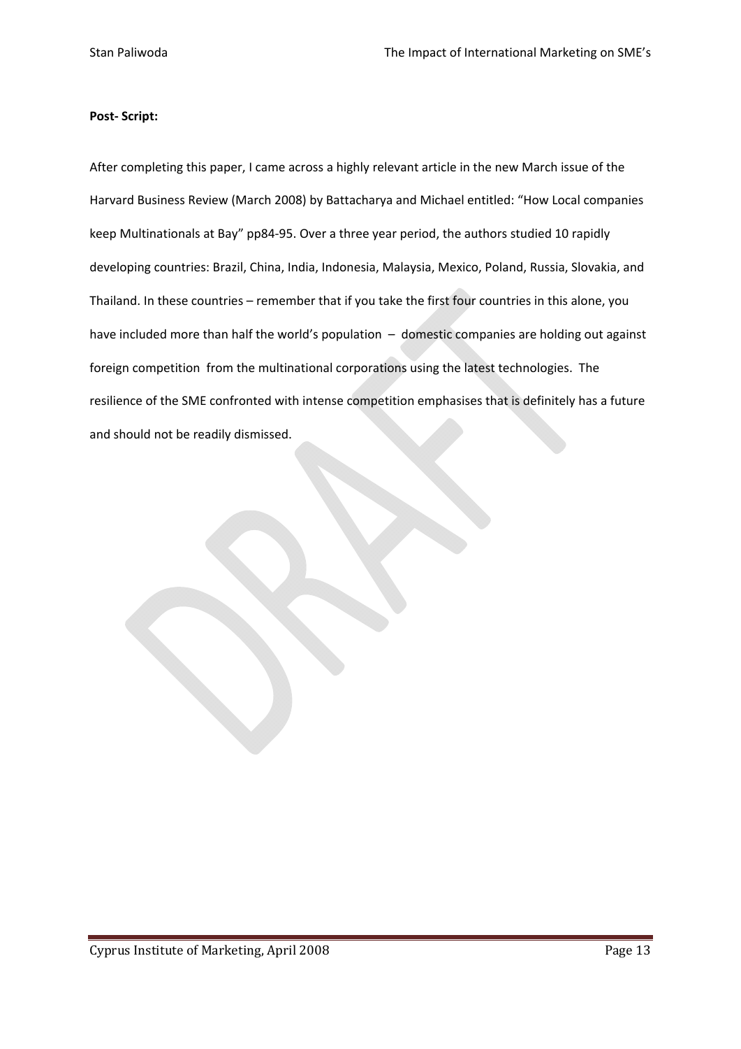**Post- Script:**

After completing this paper, I came across a highly relevant article in the new March issue of the Harvard Business Review (March 2008) by Battacharya and Michael entitled: "How Local companies keep Multinationals at Bay" pp84-95. Over a three year period, the authors studied 10 rapidly developing countries: Brazil, China, India, Indonesia, Malaysia, Mexico, Poland, Russia, Slovakia, and Thailand. In these countries – remember that if you take the first four countries in this alone, you have included more than half the world's population – domestic companies are holding out against foreign competition from the multinational corporations using the latest technologies. The resilience of the SME confronted with intense competition emphasises that is definitely has a future and should not be readily dismissed.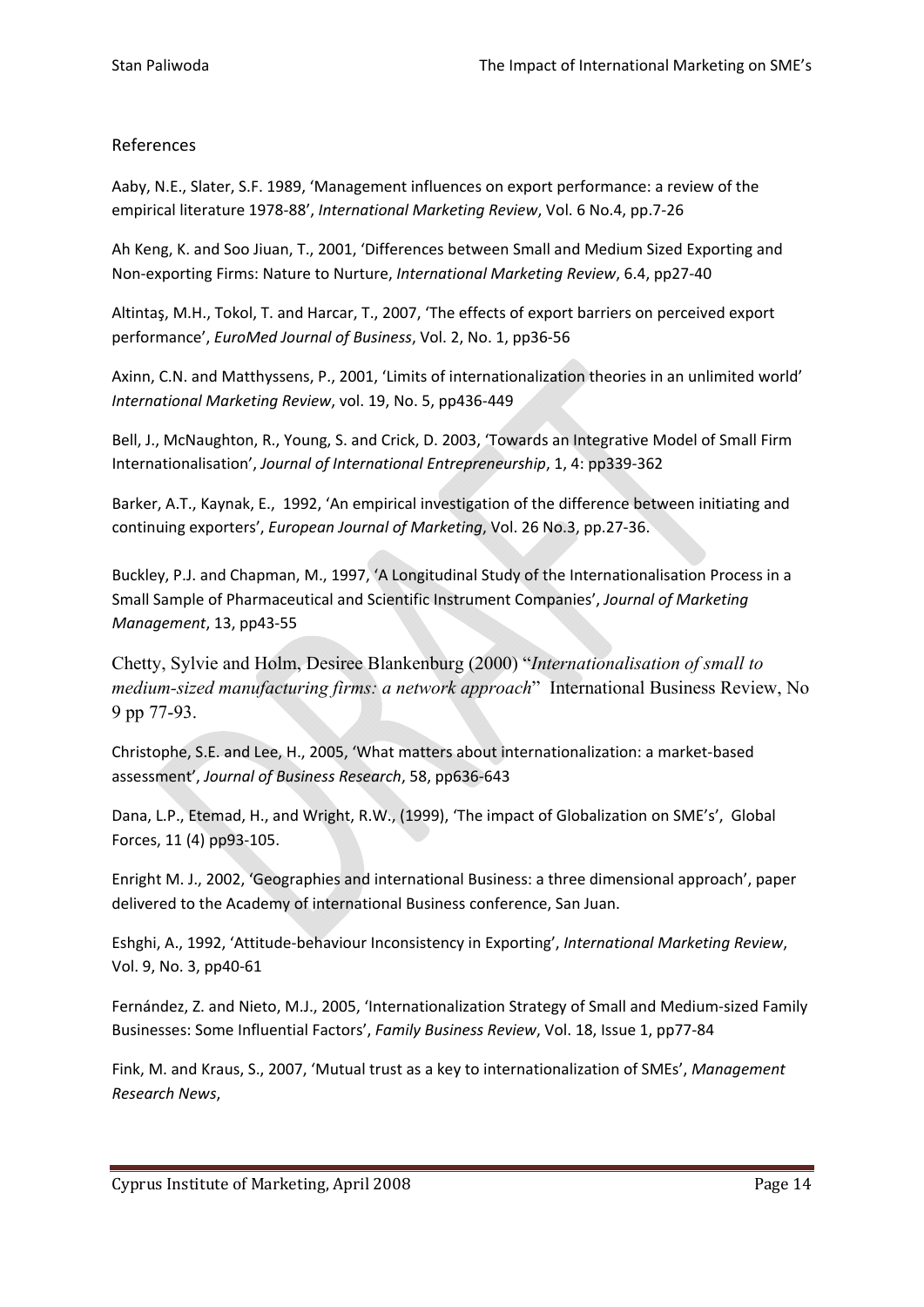## References

Aaby, N.E., Slater, S.F. 1989, 'Management influences on export performance: a review of the empirical literature 1978-88', *International Marketing Review*, Vol. 6 No.4, pp.7-26

Ah Keng, K. and Soo Jiuan, T., 2001, 'Differences between Small and Medium Sized Exporting and Non-exporting Firms: Nature to Nurture, *International Marketing Review*, 6.4, pp27-40

Altintaş, M.H., Tokol, T. and Harcar, T., 2007, 'The effects of export barriers on perceived export performance', *EuroMed Journal of Business*, Vol. 2, No. 1, pp36-56

Axinn, C.N. and Matthyssens, P., 2001, 'Limits of internationalization theories in an unlimited world' *International Marketing Review*, vol. 19, No. 5, pp436-449

Bell, J., McNaughton, R., Young, S. and Crick, D. 2003, 'Towards an Integrative Model of Small Firm Internationalisation', *Journal of International Entrepreneurship*, 1, 4: pp339-362

Barker, A.T., Kaynak, E., 1992, 'An empirical investigation of the difference between initiating and continuing exporters', *European Journal of Marketing*, Vol. 26 No.3, pp.27-36.

Buckley, P.J. and Chapman, M., 1997, 'A Longitudinal Study of the Internationalisation Process in a Small Sample of Pharmaceutical and Scientific Instrument Companies', *Journal of Marketing Management*, 13, pp43-55

Chetty, Sylvie and Holm, Desiree Blankenburg (2000) "*Internationalisation of small to medium-sized manufacturing firms: a network approach*" International Business Review, No 9 pp 77-93.

Christophe, S.E. and Lee, H., 2005, 'What matters about internationalization: a market-based assessment', *Journal of Business Research*, 58, pp636-643

Dana, L.P., Etemad, H., and Wright, R.W., (1999), 'The impact of Globalization on SME's', Global Forces, 11 (4) pp93-105.

Enright M. J., 2002, 'Geographies and international Business: a three dimensional approach', paper delivered to the Academy of international Business conference, San Juan.

Eshghi, A., 1992, 'Attitude-behaviour Inconsistency in Exporting', *International Marketing Review*, Vol. 9, No. 3, pp40-61

Fernández, Z. and Nieto, M.J., 2005, 'Internationalization Strategy of Small and Medium-sized Family Businesses: Some Influential Factors', *Family Business Review*, Vol. 18, Issue 1, pp77-84

Fink, M. and Kraus, S., 2007, 'Mutual trust as a key to internationalization of SMEs', *Management Research News*,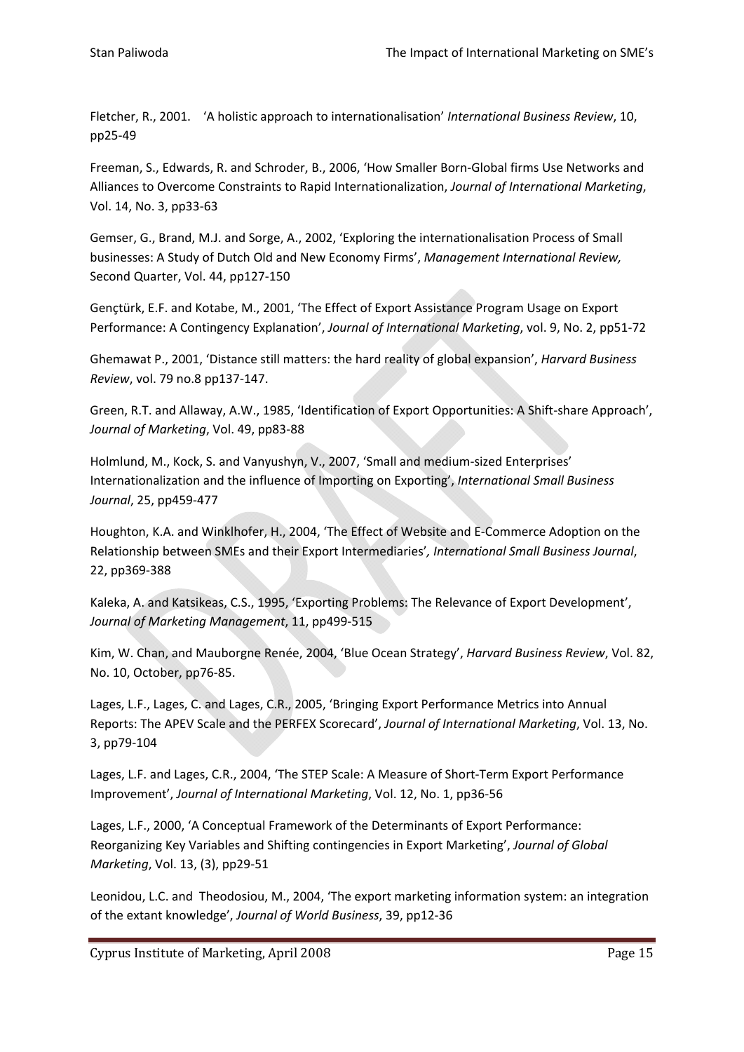Fletcher, R., 2001. 'A holistic approach to internationalisation' *International Business Review*, 10, pp25-49

Freeman, S., Edwards, R. and Schroder, B., 2006, 'How Smaller Born-Global firms Use Networks and Alliances to Overcome Constraints to Rapid Internationalization, *Journal of International Marketing*, Vol. 14, No. 3, pp33-63

Gemser, G., Brand, M.J. and Sorge, A., 2002, 'Exploring the internationalisation Process of Small businesses: A Study of Dutch Old and New Economy Firms', *Management International Review,* Second Quarter, Vol. 44, pp127-150

Gençtürk, E.F. and Kotabe, M., 2001, 'The Effect of Export Assistance Program Usage on Export Performance: A Contingency Explanation', *Journal of International Marketing*, vol. 9, No. 2, pp51-72

Ghemawat P., 2001, 'Distance still matters: the hard reality of global expansion', *Harvard Business Review*, vol. 79 no.8 pp137-147.

Green, R.T. and Allaway, A.W., 1985, 'Identification of Export Opportunities: A Shift-share Approach', *Journal of Marketing*, Vol. 49, pp83-88

Holmlund, M., Kock, S. and Vanyushyn, V., 2007, 'Small and medium-sized Enterprises' Internationalization and the influence of Importing on Exporting', *International Small Business Journal*, 25, pp459-477

Houghton, K.A. and Winklhofer, H., 2004, 'The Effect of Website and E-Commerce Adoption on the Relationship between SMEs and their Export Intermediaries'*, International Small Business Journal*, 22, pp369-388

Kaleka, A. and Katsikeas, C.S., 1995, 'Exporting Problems: The Relevance of Export Development', *Journal of Marketing Management*, 11, pp499-515

Kim, W. Chan, and Mauborgne Renée, 2004, 'Blue Ocean Strategy', *Harvard Business Review*, Vol. 82, No. 10, October, pp76-85.

Lages, L.F., Lages, C. and Lages, C.R., 2005, 'Bringing Export Performance Metrics into Annual Reports: The APEV Scale and the PERFEX Scorecard', *Journal of International Marketing*, Vol. 13, No. 3, pp79-104

Lages, L.F. and Lages, C.R., 2004, 'The STEP Scale: A Measure of Short-Term Export Performance Improvement', *Journal of International Marketing*, Vol. 12, No. 1, pp36-56

Lages, L.F., 2000, 'A Conceptual Framework of the Determinants of Export Performance: Reorganizing Key Variables and Shifting contingencies in Export Marketing', *Journal of Global Marketing*, Vol. 13, (3), pp29-51

Leonidou, L.C. and Theodosiou, M., 2004, 'The export marketing information system: an integration of the extant knowledge', *Journal of World Business*, 39, pp12-36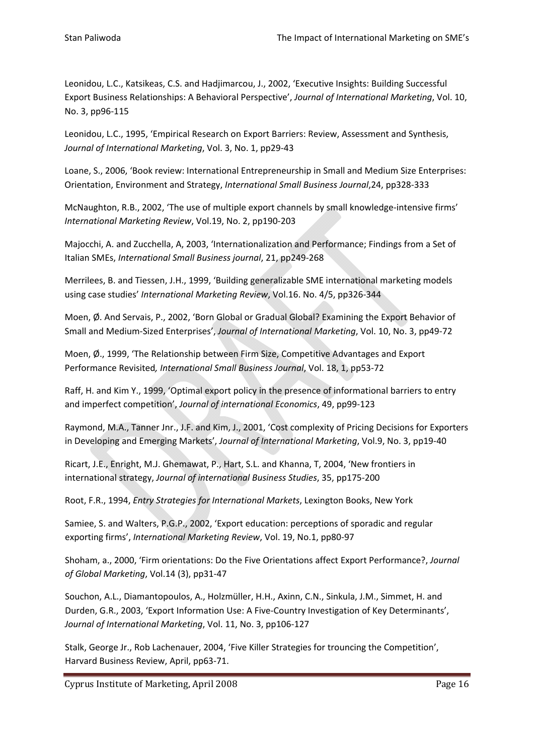Leonidou, L.C., Katsikeas, C.S. and Hadjimarcou, J., 2002, 'Executive Insights: Building Successful Export Business Relationships: A Behavioral Perspective', *Journal of International Marketing*, Vol. 10, No. 3, pp96-115

Leonidou, L.C., 1995, 'Empirical Research on Export Barriers: Review, Assessment and Synthesis, *Journal of International Marketing*, Vol. 3, No. 1, pp29-43

Loane, S., 2006, 'Book review: International Entrepreneurship in Small and Medium Size Enterprises: Orientation, Environment and Strategy, *International Small Business Journal*,24, pp328-333

McNaughton, R.B., 2002, 'The use of multiple export channels by small knowledge-intensive firms' *International Marketing Review*, Vol.19, No. 2, pp190-203

Majocchi, A. and Zucchella, A, 2003, 'Internationalization and Performance; Findings from a Set of Italian SMEs, *International Small Business journal*, 21, pp249-268

Merrilees, B. and Tiessen, J.H., 1999, 'Building generalizable SME international marketing models using case studies' *International Marketing Review*, Vol.16. No. 4/5, pp326-344

Moen, Ø. And Servais, P., 2002, 'Born Global or Gradual Global? Examining the Export Behavior of Small and Medium-Sized Enterprises', *Journal of International Marketing*, Vol. 10, No. 3, pp49-72

Moen, Ø., 1999, 'The Relationship between Firm Size, Competitive Advantages and Export Performance Revisited*, International Small Business Journal*, Vol. 18, 1, pp53-72

Raff, H. and Kim Y., 1999, 'Optimal export policy in the presence of informational barriers to entry and imperfect competition', *Journal of international Economics*, 49, pp99-123

Raymond, M.A., Tanner Jnr., J.F. and Kim, J., 2001, 'Cost complexity of Pricing Decisions for Exporters in Developing and Emerging Markets', *Journal of International Marketing*, Vol.9, No. 3, pp19-40

Ricart, J.E., Enright, M.J. Ghemawat, P., Hart, S.L. and Khanna, T, 2004, 'New frontiers in international strategy, *Journal of international Business Studies*, 35, pp175-200

Root, F.R., 1994, *Entry Strategies for International Markets*, Lexington Books, New York

Samiee, S. and Walters, P.G.P., 2002, 'Export education: perceptions of sporadic and regular exporting firms', *International Marketing Review*, Vol. 19, No.1, pp80-97

Shoham, a., 2000, 'Firm orientations: Do the Five Orientations affect Export Performance?, *Journal of Global Marketing*, Vol.14 (3), pp31-47

Souchon, A.L., Diamantopoulos, A., Holzmüller, H.H., Axinn, C.N., Sinkula, J.M., Simmet, H. and Durden, G.R., 2003, 'Export Information Use: A Five-Country Investigation of Key Determinants', *Journal of International Marketing*, Vol. 11, No. 3, pp106-127

Stalk, George Jr., Rob Lachenauer, 2004, 'Five Killer Strategies for trouncing the Competition', Harvard Business Review, April, pp63-71.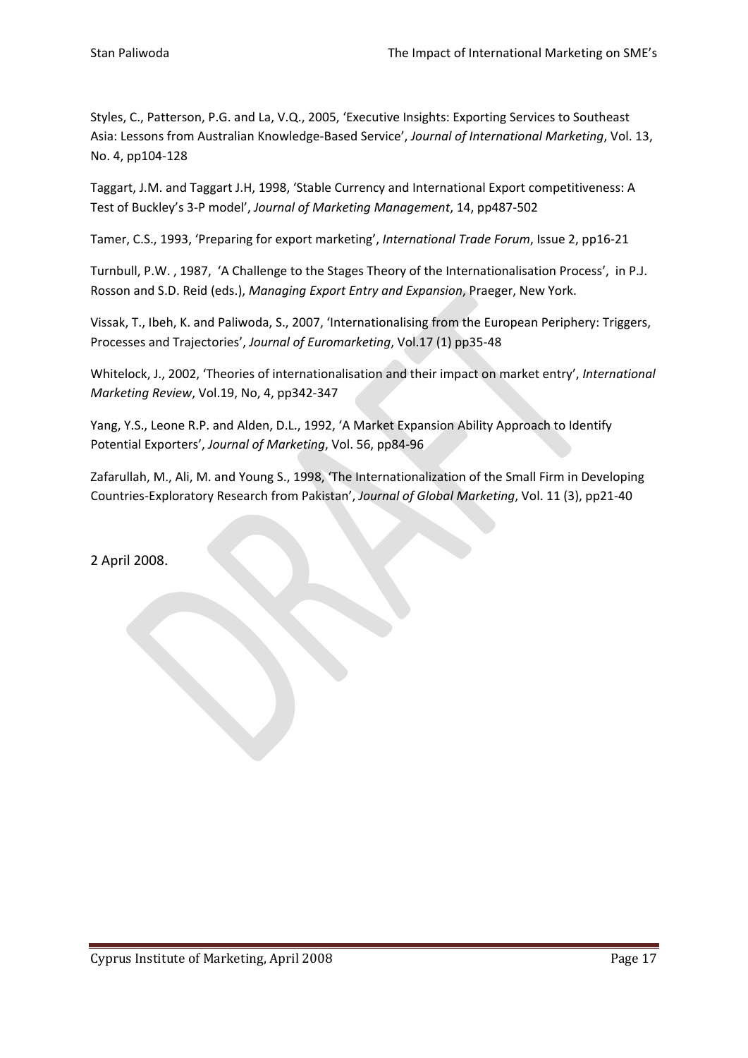Styles, C., Patterson, P.G. and La, V.Q., 2005, 'Executive Insights: Exporting Services to Southeast Asia: Lessons from Australian Knowledge-Based Service', *Journal of International Marketing*, Vol. 13, No. 4, pp104-128

Taggart, J.M. and Taggart J.H, 1998, 'Stable Currency and International Export competitiveness: A Test of Buckley's 3-P model', *Journal of Marketing Management*, 14, pp487-502

Tamer, C.S., 1993, 'Preparing for export marketing', *International Trade Forum*, Issue 2, pp16-21

Turnbull, P.W. , 1987, 'A Challenge to the Stages Theory of the Internationalisation Process', in P.J. Rosson and S.D. Reid (eds.), *Managing Export Entry and Expansion*, Praeger, New York.

Vissak, T., Ibeh, K. and Paliwoda, S., 2007, 'Internationalising from the European Periphery: Triggers, Processes and Trajectories', *Journal of Euromarketing*, Vol.17 (1) pp35-48

Whitelock, J., 2002, 'Theories of internationalisation and their impact on market entry', *International Marketing Review*, Vol.19, No, 4, pp342-347

Yang, Y.S., Leone R.P. and Alden, D.L., 1992, 'A Market Expansion Ability Approach to Identify Potential Exporters', *Journal of Marketing*, Vol. 56, pp84-96

Zafarullah, M., Ali, M. and Young S., 1998, 'The Internationalization of the Small Firm in Developing Countries-Exploratory Research from Pakistan', *Journal of Global Marketing*, Vol. 11 (3), pp21-40

2 April 2008.